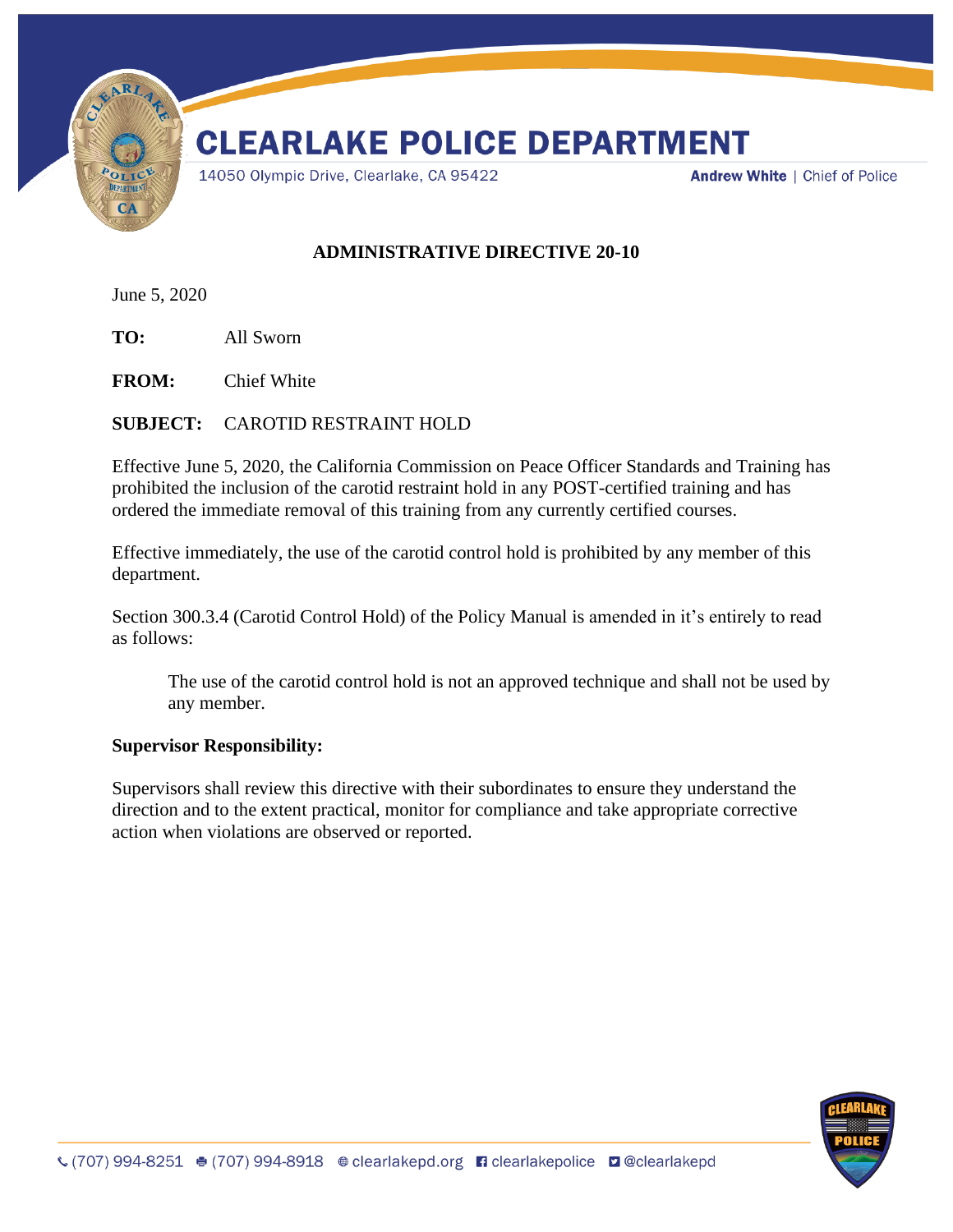# CLEARLAKE POLICE DEPARTMENT

14050 Olympic Drive, Clearlake, CA 95422

**Andrew White** | Chief of Police

## ADMINISTRATIVE DIRECTIVE 20-10

June 5, 2020

**TO:** All Sworn

**FROM:** Chief White

**SUBJECT:** CAROTID RESTRAINT HOLD

Effective June 5, 2020, the California Commission on Peace Officer Standards and Training has prohibited the inclusion of the carotid restraint hold in any POST-certified training and has ordered the immediate removal of this training from any currently certified courses.

Effective immediately, the use of the carotid control hold is prohibited by any member of this department.

Section 300.3.4 (Carotid Control Hold) of the Policy Manual is amended in it's entirely to read as follows:

> The use of the carotid control hold is not an approved technique and shall not be used by any member.

**Supervisor Responsibility:**

Supervisors shall review this directive with their subordinates to ensure they understand the direction and to the extent practical, monitor for compliance and take appropriate corrective action when violations are observed or reported.

(707) 994-8251 (707) 994-8918 clearlakepd.org clearlakepolice @clearlakepd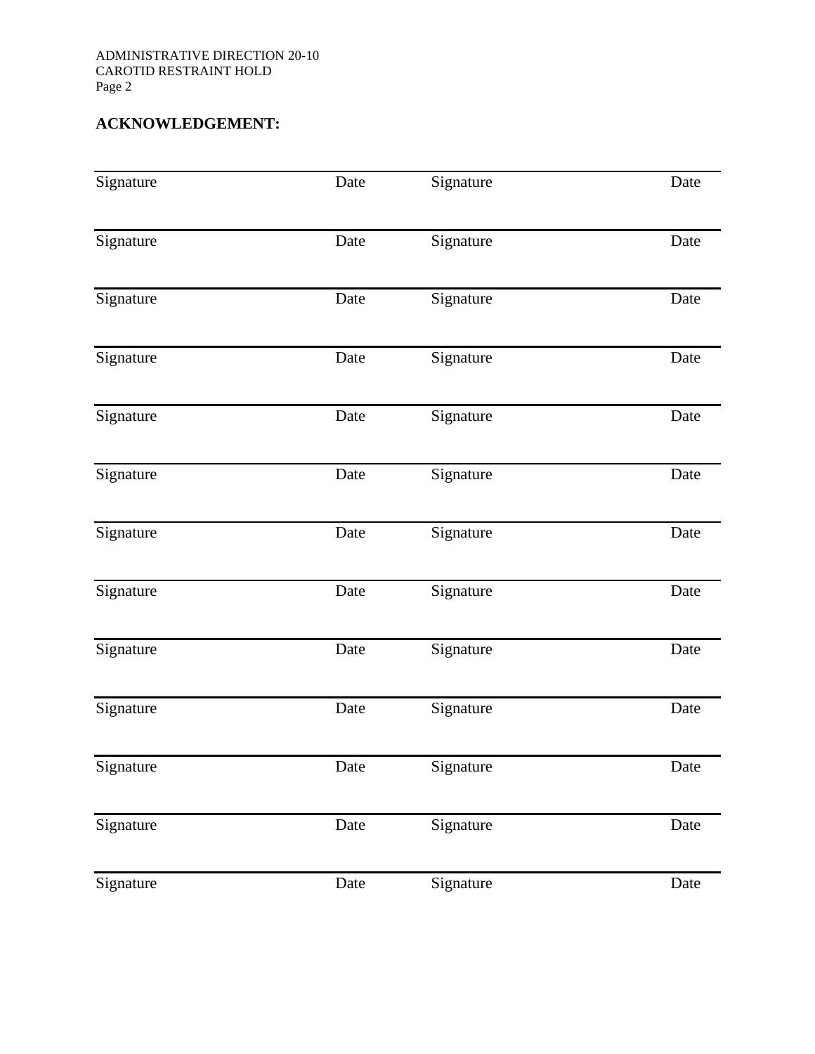**ACKNOWLEDGEMENT:**

| | | | |
|---|---|---|---|
| Signature | Date | Signature | Date |
| Signature | Date | Signature | Date |
| Signature | Date | Signature | Date |
| Signature | Date | Signature | Date |
| Signature | Date | Signature | Date |
| Signature | Date | Signature | Date |
| Signature | Date | Signature | Date |
| Signature | Date | Signature | Date |
| Signature | Date | Signature | Date |
| Signature | Date | Signature | Date |
| Signature | Date | Signature | Date |
| Signature | Date | Signature | Date |
| Signature | Date | Signature | Date |